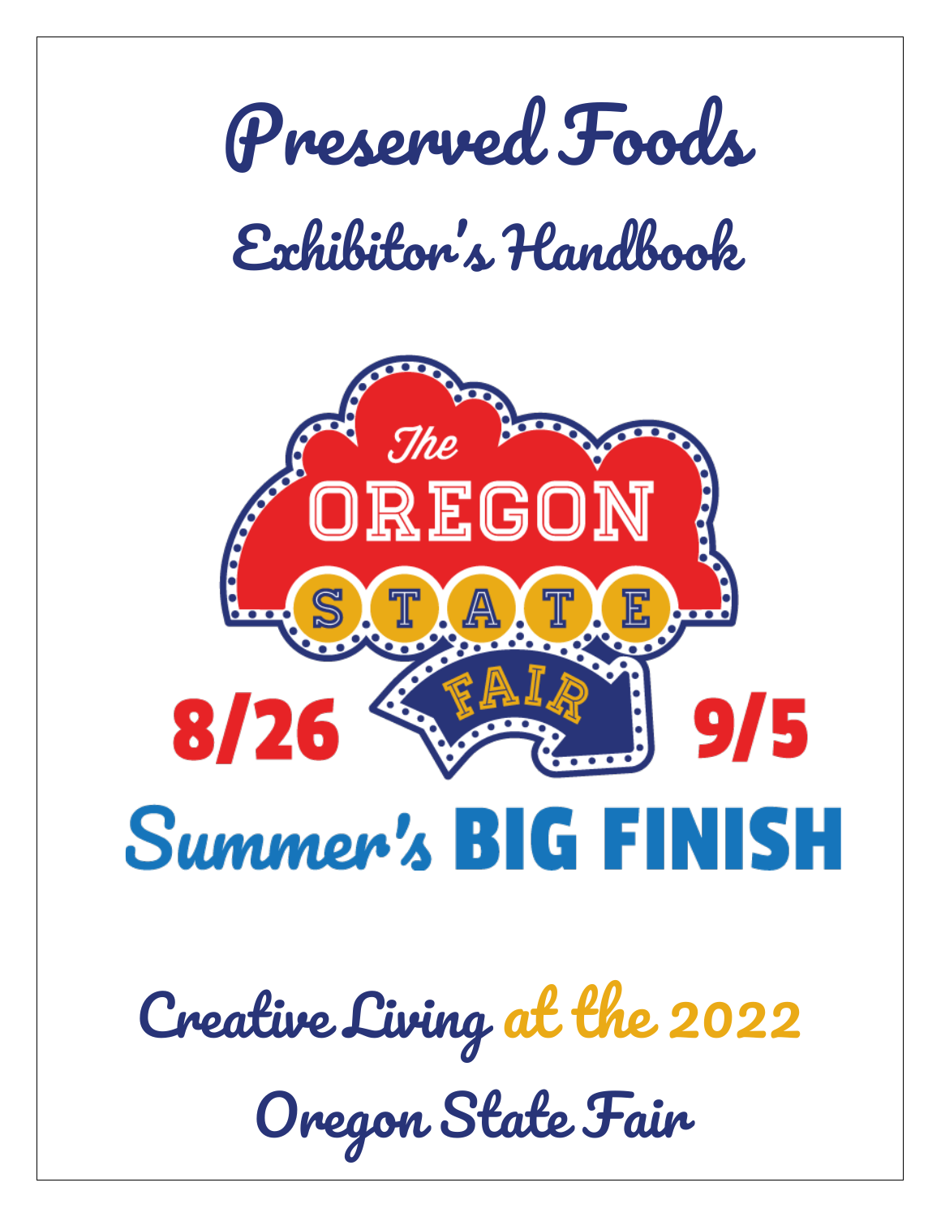# Preserved Foods

## Exhibitor's Handbook

The OREGON STATE FAIR

8/26 9/5

Summer's BIG FINISH

## Creative Living at the 2022 Oregon State Fair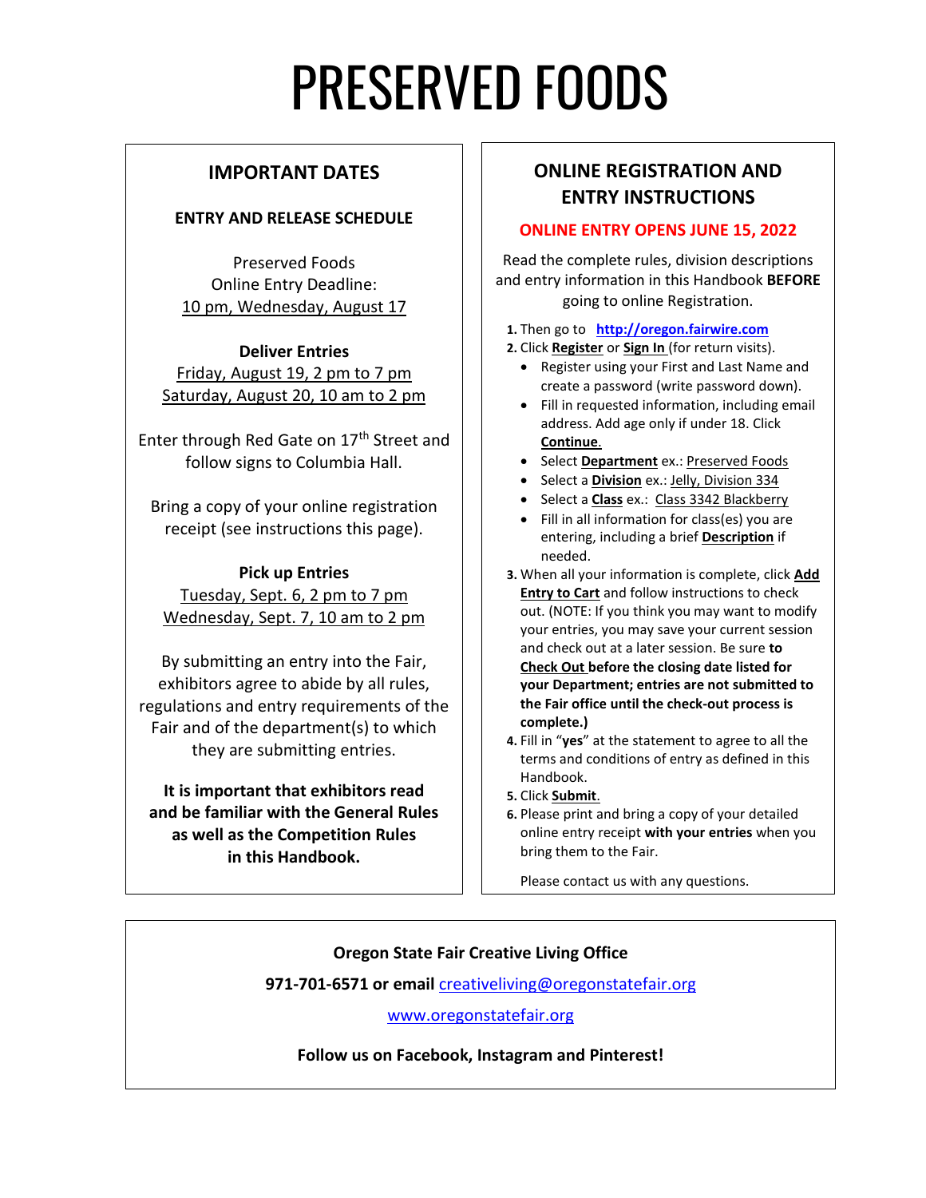# PRESERVED FOODS

## IMPORTANT DATES

### ENTRY AND RELEASE SCHEDULE

Preserved Foods
Online Entry Deadline:
10 pm, Wednesday, August 17

**Deliver Entries**
Friday, August 19, 2 pm to 7 pm
Saturday, August 20, 10 am to 2 pm

Enter through Red Gate on 17th Street and follow signs to Columbia Hall.

Bring a copy of your online registration receipt (see instructions this page).

**Pick up Entries**
Tuesday, Sept. 6, 2 pm to 7 pm
Wednesday, Sept. 7, 10 am to 2 pm

By submitting an entry into the Fair, exhibitors agree to abide by all rules, regulations and entry requirements of the Fair and of the department(s) to which they are submitting entries.

**It is important that exhibitors read and be familiar with the General Rules as well as the Competition Rules in this Handbook.**

## ONLINE REGISTRATION AND ENTRY INSTRUCTIONS

**ONLINE ENTRY OPENS JUNE 15, 2022**

Read the complete rules, division descriptions and entry information in this Handbook **BEFORE** going to online Registration.

1. Then go to **http://oregon.fairwire.com**
2. Click **Register** or **Sign In** (for return visits).
   - Register using your First and Last Name and create a password (write password down).
   - Fill in requested information, including email address. Add age only if under 18. Click **Continue**.
   - Select **Department** ex.: Preserved Foods
   - Select a **Division** ex.: Jelly, Division 334
   - Select a **Class** ex.: Class 3342 Blackberry
   - Fill in all information for class(es) you are entering, including a brief **Description** if needed.
3. When all your information is complete, click **Add Entry to Cart** and follow instructions to check out. (NOTE: If you think you may want to modify your entries, you may save your current session and check out at a later session. Be sure **to Check Out before the closing date listed for your Department; entries are not submitted to the Fair office until the check-out process is complete.)**
4. Fill in "**yes**" at the statement to agree to all the terms and conditions of entry as defined in this Handbook.
5. Click **Submit**.
6. Please print and bring a copy of your detailed online entry receipt **with your entries** when you bring them to the Fair.

Please contact us with any questions.

**Oregon State Fair Creative Living Office**

**971-701-6571 or email** creativeliving@oregonstatefair.org

www.oregonstatefair.org

**Follow us on Facebook, Instagram and Pinterest!**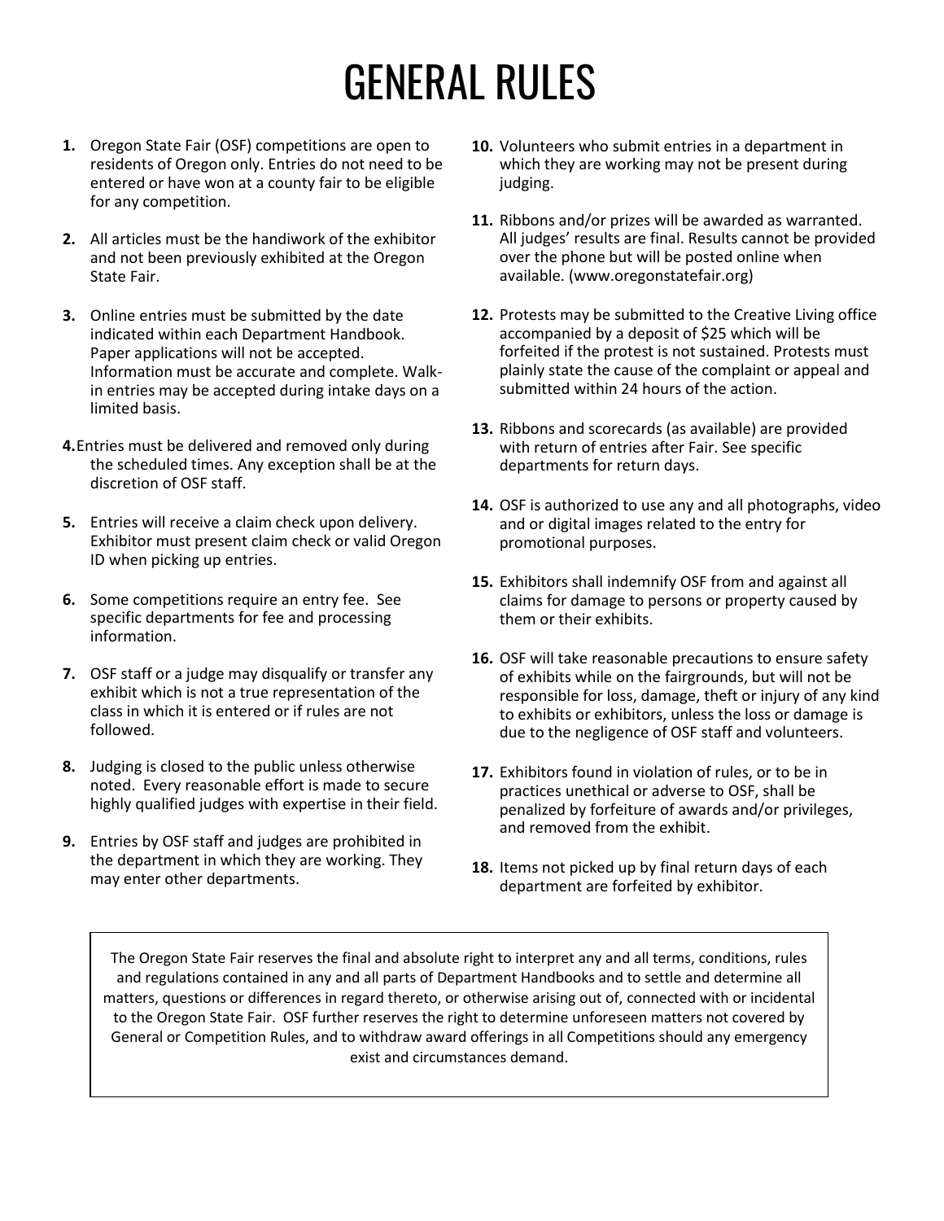# GENERAL RULES

1. Oregon State Fair (OSF) competitions are open to residents of Oregon only. Entries do not need to be entered or have won at a county fair to be eligible for any competition.
2. All articles must be the handiwork of the exhibitor and not been previously exhibited at the Oregon State Fair.
3. Online entries must be submitted by the date indicated within each Department Handbook. Paper applications will not be accepted. Information must be accurate and complete. Walk-in entries may be accepted during intake days on a limited basis.
4. Entries must be delivered and removed only during the scheduled times. Any exception shall be at the discretion of OSF staff.
5. Entries will receive a claim check upon delivery. Exhibitor must present claim check or valid Oregon ID when picking up entries.
6. Some competitions require an entry fee. See specific departments for fee and processing information.
7. OSF staff or a judge may disqualify or transfer any exhibit which is not a true representation of the class in which it is entered or if rules are not followed.
8. Judging is closed to the public unless otherwise noted. Every reasonable effort is made to secure highly qualified judges with expertise in their field.
9. Entries by OSF staff and judges are prohibited in the department in which they are working. They may enter other departments.
10. Volunteers who submit entries in a department in which they are working may not be present during judging.
11. Ribbons and/or prizes will be awarded as warranted. All judges' results are final. Results cannot be provided over the phone but will be posted online when available. (www.oregonstatefair.org)
12. Protests may be submitted to the Creative Living office accompanied by a deposit of $25 which will be forfeited if the protest is not sustained. Protests must plainly state the cause of the complaint or appeal and submitted within 24 hours of the action.
13. Ribbons and scorecards (as available) are provided with return of entries after Fair. See specific departments for return days.
14. OSF is authorized to use any and all photographs, video and or digital images related to the entry for promotional purposes.
15. Exhibitors shall indemnify OSF from and against all claims for damage to persons or property caused by them or their exhibits.
16. OSF will take reasonable precautions to ensure safety of exhibits while on the fairgrounds, but will not be responsible for loss, damage, theft or injury of any kind to exhibits or exhibitors, unless the loss or damage is due to the negligence of OSF staff and volunteers.
17. Exhibitors found in violation of rules, or to be in practices unethical or adverse to OSF, shall be penalized by forfeiture of awards and/or privileges, and removed from the exhibit.
18. Items not picked up by final return days of each department are forfeited by exhibitor.

The Oregon State Fair reserves the final and absolute right to interpret any and all terms, conditions, rules and regulations contained in any and all parts of Department Handbooks and to settle and determine all matters, questions or differences in regard thereto, or otherwise arising out of, connected with or incidental to the Oregon State Fair. OSF further reserves the right to determine unforeseen matters not covered by General or Competition Rules, and to withdraw award offerings in all Competitions should any emergency exist and circumstances demand.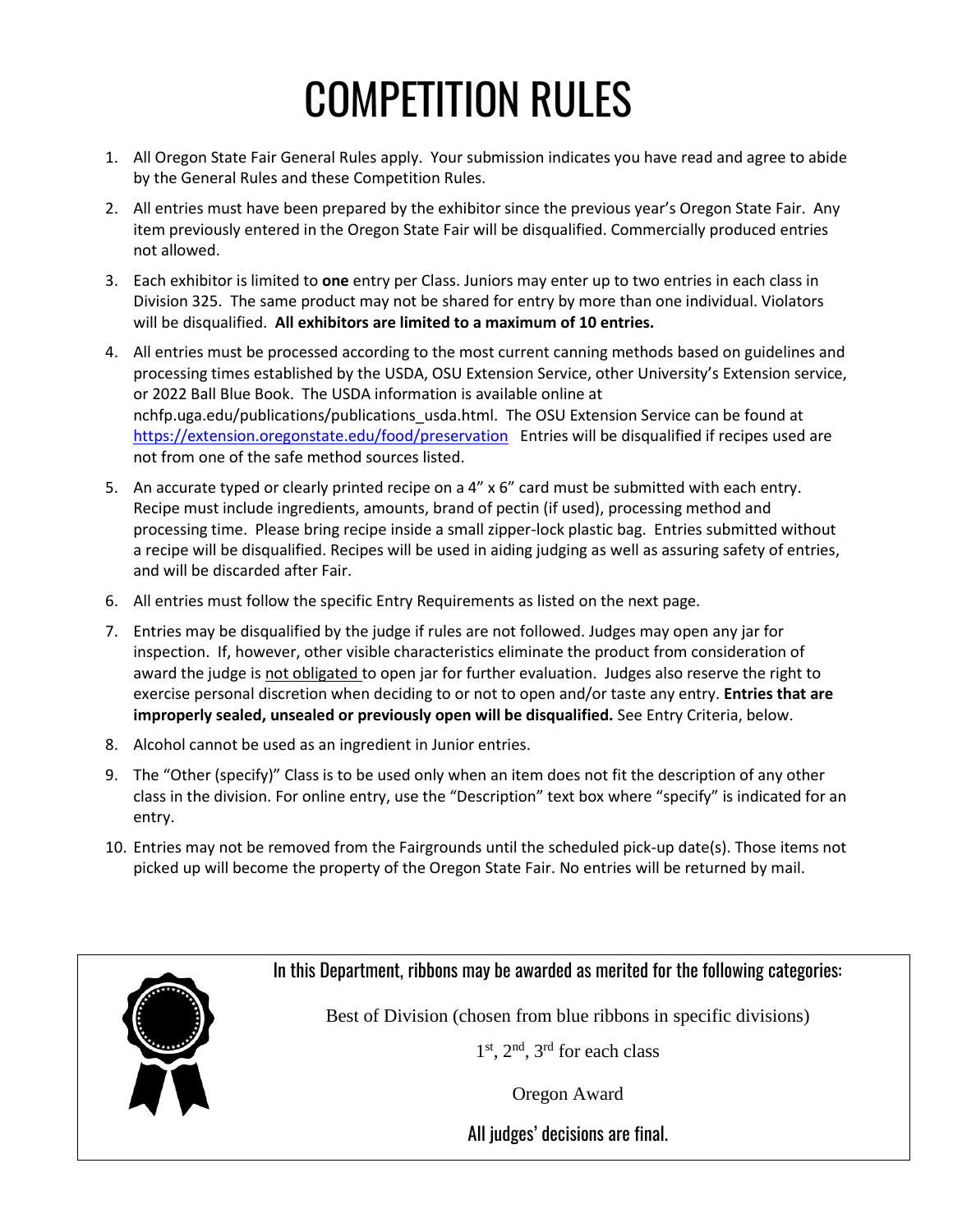# COMPETITION RULES

1. All Oregon State Fair General Rules apply. Your submission indicates you have read and agree to abide by the General Rules and these Competition Rules.
2. All entries must have been prepared by the exhibitor since the previous year's Oregon State Fair. Any item previously entered in the Oregon State Fair will be disqualified. Commercially produced entries not allowed.
3. Each exhibitor is limited to **one** entry per Class. Juniors may enter up to two entries in each class in Division 325. The same product may not be shared for entry by more than one individual. Violators will be disqualified. **All exhibitors are limited to a maximum of 10 entries.**
4. All entries must be processed according to the most current canning methods based on guidelines and processing times established by the USDA, OSU Extension Service, other University's Extension service, or 2022 Ball Blue Book. The USDA information is available online at nchfp.uga.edu/publications/publications_usda.html. The OSU Extension Service can be found at https://extension.oregonstate.edu/food/preservation Entries will be disqualified if recipes used are not from one of the safe method sources listed.
5. An accurate typed or clearly printed recipe on a 4" x 6" card must be submitted with each entry. Recipe must include ingredients, amounts, brand of pectin (if used), processing method and processing time. Please bring recipe inside a small zipper-lock plastic bag. Entries submitted without a recipe will be disqualified. Recipes will be used in aiding judging as well as assuring safety of entries, and will be discarded after Fair.
6. All entries must follow the specific Entry Requirements as listed on the next page.
7. Entries may be disqualified by the judge if rules are not followed. Judges may open any jar for inspection. If, however, other visible characteristics eliminate the product from consideration of award the judge is not obligated to open jar for further evaluation. Judges also reserve the right to exercise personal discretion when deciding to or not to open and/or taste any entry. **Entries that are improperly sealed, unsealed or previously open will be disqualified.** See Entry Criteria, below.
8. Alcohol cannot be used as an ingredient in Junior entries.
9. The "Other (specify)" Class is to be used only when an item does not fit the description of any other class in the division. For online entry, use the "Description" text box where "specify" is indicated for an entry.
10. Entries may not be removed from the Fairgrounds until the scheduled pick-up date(s). Those items not picked up will become the property of the Oregon State Fair. No entries will be returned by mail.

In this Department, ribbons may be awarded as merited for the following categories:

Best of Division (chosen from blue ribbons in specific divisions)

1st, 2nd, 3rd for each class

Oregon Award

All judges' decisions are final.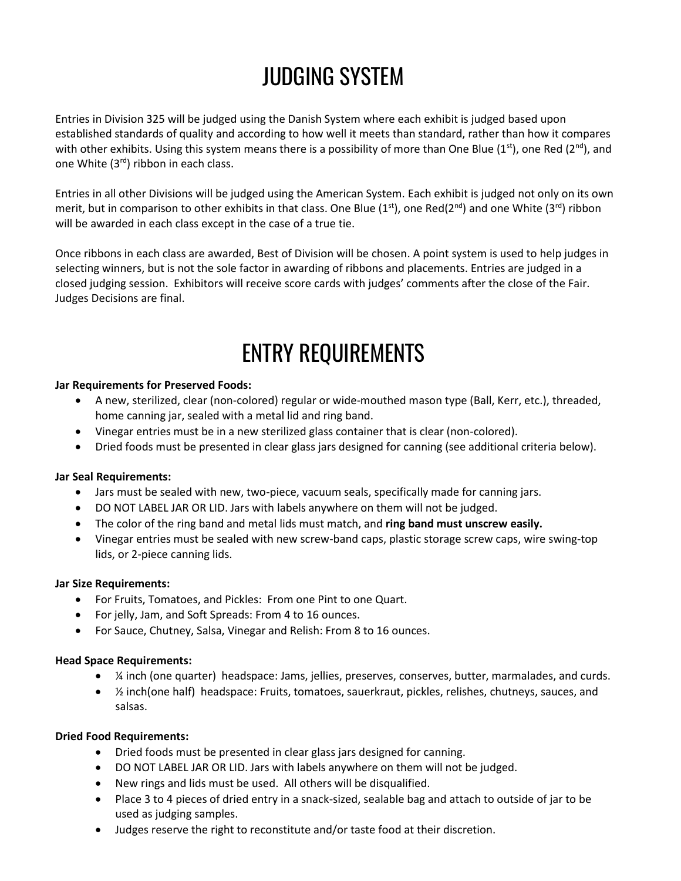# JUDGING SYSTEM

Entries in Division 325 will be judged using the Danish System where each exhibit is judged based upon established standards of quality and according to how well it meets than standard, rather than how it compares with other exhibits. Using this system means there is a possibility of more than One Blue (1st), one Red (2nd), and one White (3rd) ribbon in each class.

Entries in all other Divisions will be judged using the American System. Each exhibit is judged not only on its own merit, but in comparison to other exhibits in that class. One Blue (1st), one Red(2nd) and one White (3rd) ribbon will be awarded in each class except in the case of a true tie.

Once ribbons in each class are awarded, Best of Division will be chosen. A point system is used to help judges in selecting winners, but is not the sole factor in awarding of ribbons and placements. Entries are judged in a closed judging session. Exhibitors will receive score cards with judges' comments after the close of the Fair. Judges Decisions are final.

# ENTRY REQUIREMENTS

**Jar Requirements for Preserved Foods:**

- A new, sterilized, clear (non-colored) regular or wide-mouthed mason type (Ball, Kerr, etc.), threaded, home canning jar, sealed with a metal lid and ring band.
- Vinegar entries must be in a new sterilized glass container that is clear (non-colored).
- Dried foods must be presented in clear glass jars designed for canning (see additional criteria below).

**Jar Seal Requirements:**

- Jars must be sealed with new, two-piece, vacuum seals, specifically made for canning jars.
- DO NOT LABEL JAR OR LID. Jars with labels anywhere on them will not be judged.
- The color of the ring band and metal lids must match, and **ring band must unscrew easily.**
- Vinegar entries must be sealed with new screw-band caps, plastic storage screw caps, wire swing-top lids, or 2-piece canning lids.

**Jar Size Requirements:**

- For Fruits, Tomatoes, and Pickles: From one Pint to one Quart.
- For jelly, Jam, and Soft Spreads: From 4 to 16 ounces.
- For Sauce, Chutney, Salsa, Vinegar and Relish: From 8 to 16 ounces.

**Head Space Requirements:**

- ¼ inch (one quarter) headspace: Jams, jellies, preserves, conserves, butter, marmalades, and curds.
- ½ inch(one half) headspace: Fruits, tomatoes, sauerkraut, pickles, relishes, chutneys, sauces, and salsas.

**Dried Food Requirements:**

- Dried foods must be presented in clear glass jars designed for canning.
- DO NOT LABEL JAR OR LID. Jars with labels anywhere on them will not be judged.
- New rings and lids must be used. All others will be disqualified.
- Place 3 to 4 pieces of dried entry in a snack-sized, sealable bag and attach to outside of jar to be used as judging samples.
- Judges reserve the right to reconstitute and/or taste food at their discretion.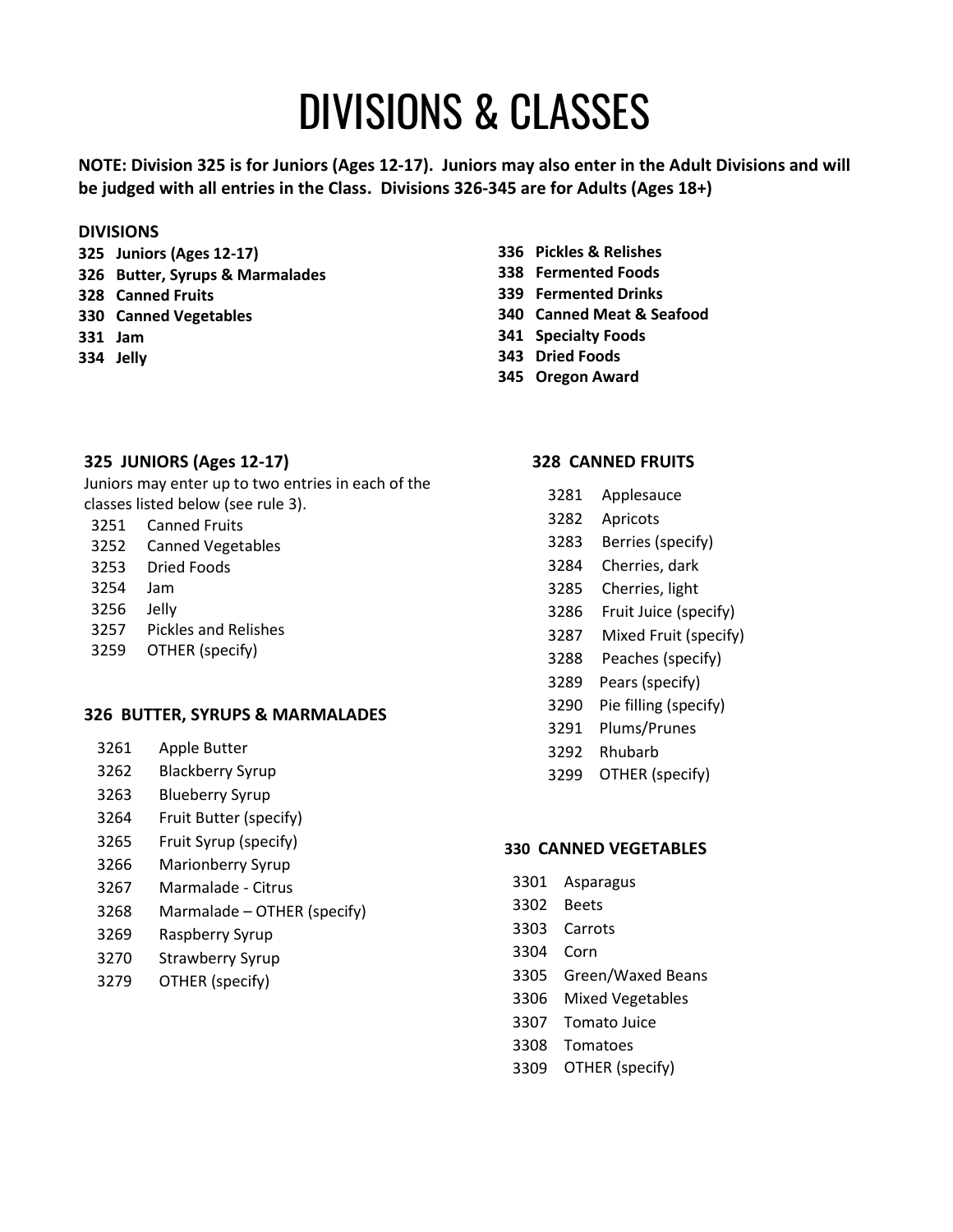# DIVISIONS & CLASSES

**NOTE: Division 325 is for Juniors (Ages 12-17). Juniors may also enter in the Adult Divisions and will be judged with all entries in the Class. Divisions 326-345 are for Adults (Ages 18+)**

**DIVISIONS**

**325 Juniors (Ages 12-17)**
**326 Butter, Syrups & Marmalades**
**328 Canned Fruits**
**330 Canned Vegetables**
**331 Jam**
**334 Jelly**
**336 Pickles & Relishes**
**338 Fermented Foods**
**339 Fermented Drinks**
**340 Canned Meat & Seafood**
**341 Specialty Foods**
**343 Dried Foods**
**345 Oregon Award**

### 325 JUNIORS (Ages 12-17)

Juniors may enter up to two entries in each of the classes listed below (see rule 3).

3251 Canned Fruits
3252 Canned Vegetables
3253 Dried Foods
3254 Jam
3256 Jelly
3257 Pickles and Relishes
3259 OTHER (specify)

### 326 BUTTER, SYRUPS & MARMALADES

3261 Apple Butter
3262 Blackberry Syrup
3263 Blueberry Syrup
3264 Fruit Butter (specify)
3265 Fruit Syrup (specify)
3266 Marionberry Syrup
3267 Marmalade - Citrus
3268 Marmalade – OTHER (specify)
3269 Raspberry Syrup
3270 Strawberry Syrup
3279 OTHER (specify)

### 328 CANNED FRUITS

3281 Applesauce
3282 Apricots
3283 Berries (specify)
3284 Cherries, dark
3285 Cherries, light
3286 Fruit Juice (specify)
3287 Mixed Fruit (specify)
3288 Peaches (specify)
3289 Pears (specify)
3290 Pie filling (specify)
3291 Plums/Prunes
3292 Rhubarb
3299 OTHER (specify)

### 330 CANNED VEGETABLES

3301 Asparagus
3302 Beets
3303 Carrots
3304 Corn
3305 Green/Waxed Beans
3306 Mixed Vegetables
3307 Tomato Juice
3308 Tomatoes
3309 OTHER (specify)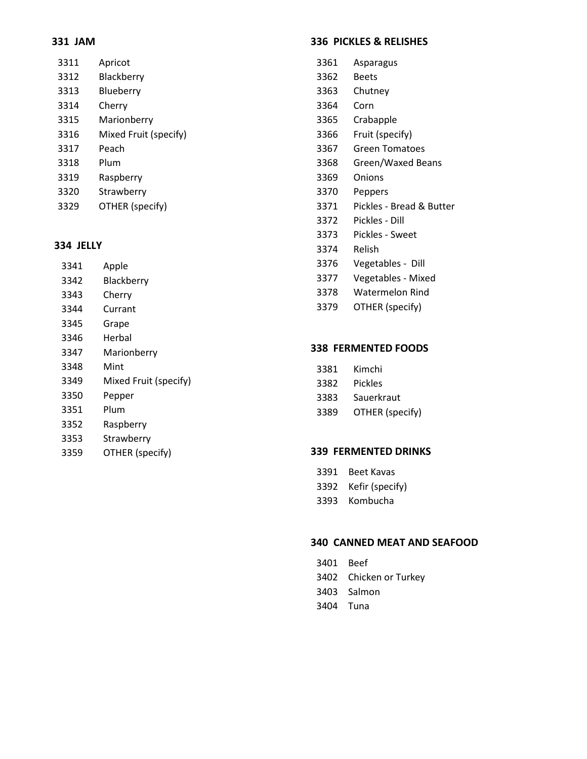### 331 JAM

| | |
|---|---|
| 3311 | Apricot |
| 3312 | Blackberry |
| 3313 | Blueberry |
| 3314 | Cherry |
| 3315 | Marionberry |
| 3316 | Mixed Fruit (specify) |
| 3317 | Peach |
| 3318 | Plum |
| 3319 | Raspberry |
| 3320 | Strawberry |
| 3329 | OTHER (specify) |

### 334 JELLY

| | |
|---|---|
| 3341 | Apple |
| 3342 | Blackberry |
| 3343 | Cherry |
| 3344 | Currant |
| 3345 | Grape |
| 3346 | Herbal |
| 3347 | Marionberry |
| 3348 | Mint |
| 3349 | Mixed Fruit (specify) |
| 3350 | Pepper |
| 3351 | Plum |
| 3352 | Raspberry |
| 3353 | Strawberry |
| 3359 | OTHER (specify) |

### 336 PICKLES & RELISHES

| | |
|---|---|
| 3361 | Asparagus |
| 3362 | Beets |
| 3363 | Chutney |
| 3364 | Corn |
| 3365 | Crabapple |
| 3366 | Fruit (specify) |
| 3367 | Green Tomatoes |
| 3368 | Green/Waxed Beans |
| 3369 | Onions |
| 3370 | Peppers |
| 3371 | Pickles - Bread & Butter |
| 3372 | Pickles - Dill |
| 3373 | Pickles - Sweet |
| 3374 | Relish |
| 3376 | Vegetables - Dill |
| 3377 | Vegetables - Mixed |
| 3378 | Watermelon Rind |
| 3379 | OTHER (specify) |

### 338 FERMENTED FOODS

| | |
|---|---|
| 3381 | Kimchi |
| 3382 | Pickles |
| 3383 | Sauerkraut |
| 3389 | OTHER (specify) |

### 339 FERMENTED DRINKS

| | |
|---|---|
| 3391 | Beet Kavas |
| 3392 | Kefir (specify) |
| 3393 | Kombucha |

### 340 CANNED MEAT AND SEAFOOD

| | |
|---|---|
| 3401 | Beef |
| 3402 | Chicken or Turkey |
| 3403 | Salmon |
| 3404 | Tuna |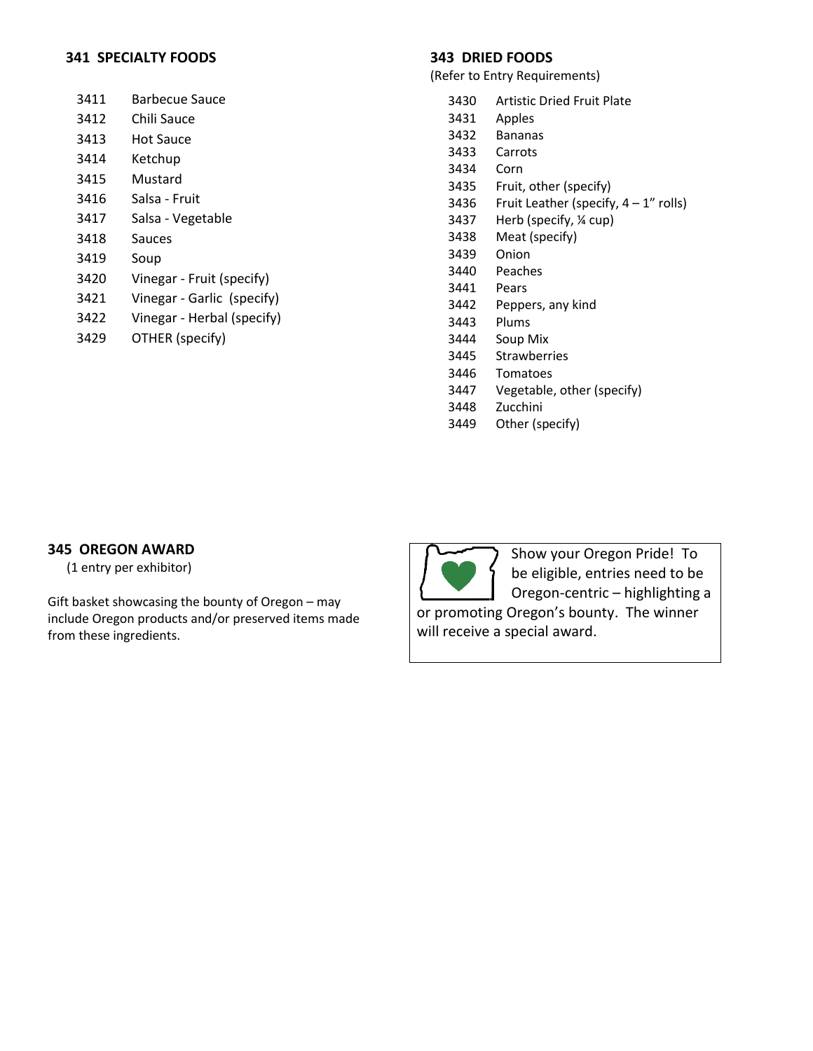## 341 SPECIALTY FOODS

| | |
|---|---|
| 3411 | Barbecue Sauce |
| 3412 | Chili Sauce |
| 3413 | Hot Sauce |
| 3414 | Ketchup |
| 3415 | Mustard |
| 3416 | Salsa - Fruit |
| 3417 | Salsa - Vegetable |
| 3418 | Sauces |
| 3419 | Soup |
| 3420 | Vinegar - Fruit (specify) |
| 3421 | Vinegar - Garlic (specify) |
| 3422 | Vinegar - Herbal (specify) |
| 3429 | OTHER (specify) |

## 343 DRIED FOODS

(Refer to Entry Requirements)

| | |
|---|---|
| 3430 | Artistic Dried Fruit Plate |
| 3431 | Apples |
| 3432 | Bananas |
| 3433 | Carrots |
| 3434 | Corn |
| 3435 | Fruit, other (specify) |
| 3436 | Fruit Leather (specify, 4 – 1" rolls) |
| 3437 | Herb (specify, ¼ cup) |
| 3438 | Meat (specify) |
| 3439 | Onion |
| 3440 | Peaches |
| 3441 | Pears |
| 3442 | Peppers, any kind |
| 3443 | Plums |
| 3444 | Soup Mix |
| 3445 | Strawberries |
| 3446 | Tomatoes |
| 3447 | Vegetable, other (specify) |
| 3448 | Zucchini |
| 3449 | Other (specify) |

## 345 OREGON AWARD

(1 entry per exhibitor)

Gift basket showcasing the bounty of Oregon – may include Oregon products and/or preserved items made from these ingredients.

Show your Oregon Pride! To be eligible, entries need to be Oregon-centric – highlighting a or promoting Oregon's bounty. The winner will receive a special award.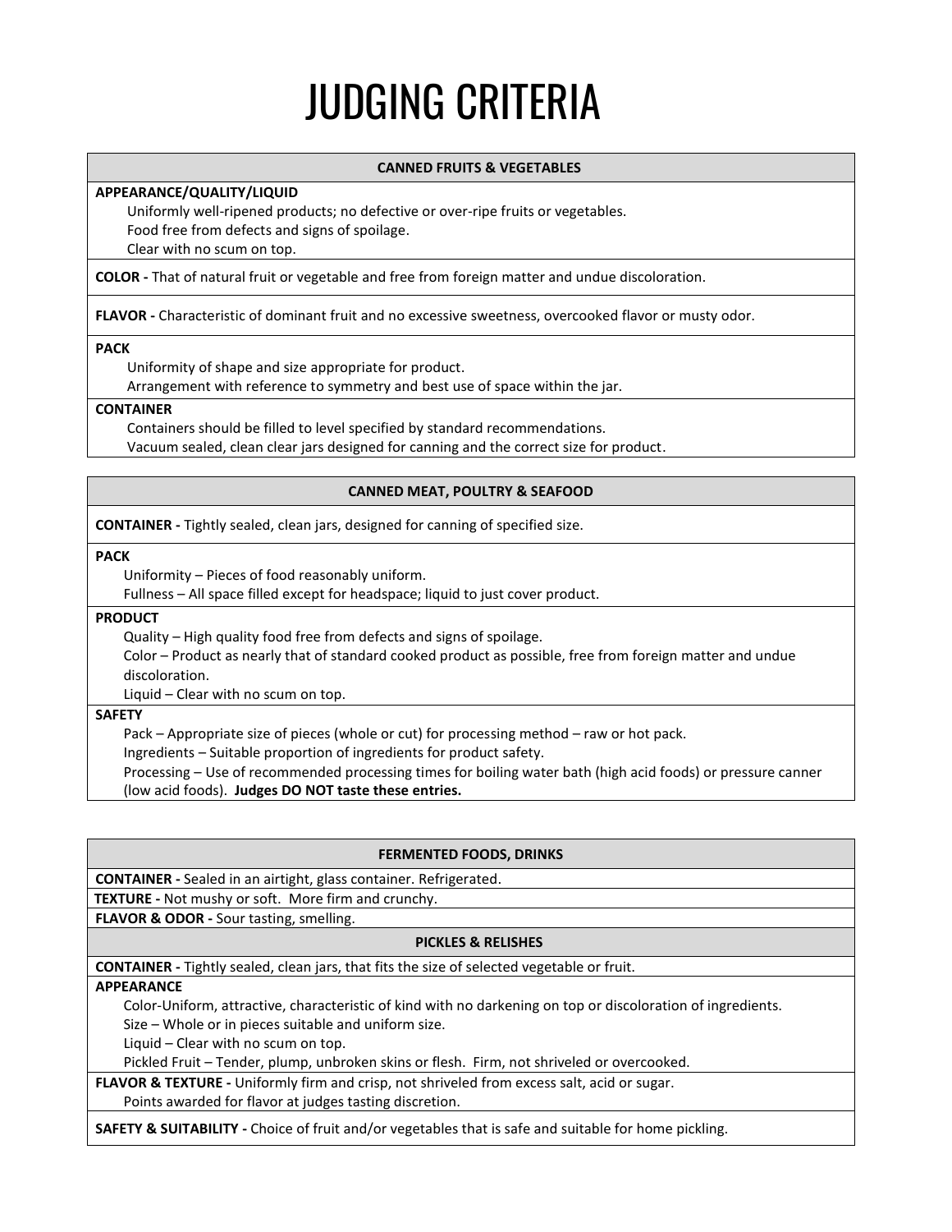# JUDGING CRITERIA

## CANNED FRUITS & VEGETABLES

**APPEARANCE/QUALITY/LIQUID**

Uniformly well-ripened products; no defective or over-ripe fruits or vegetables.
Food free from defects and signs of spoilage.
Clear with no scum on top.

**COLOR -** That of natural fruit or vegetable and free from foreign matter and undue discoloration.

**FLAVOR -** Characteristic of dominant fruit and no excessive sweetness, overcooked flavor or musty odor.

**PACK**

Uniformity of shape and size appropriate for product.
Arrangement with reference to symmetry and best use of space within the jar.

**CONTAINER**

Containers should be filled to level specified by standard recommendations.
Vacuum sealed, clean clear jars designed for canning and the correct size for product.

## CANNED MEAT, POULTRY & SEAFOOD

**CONTAINER -** Tightly sealed, clean jars, designed for canning of specified size.

**PACK**

Uniformity – Pieces of food reasonably uniform.
Fullness – All space filled except for headspace; liquid to just cover product.

**PRODUCT**

Quality – High quality food free from defects and signs of spoilage.
Color – Product as nearly that of standard cooked product as possible, free from foreign matter and undue discoloration.
Liquid – Clear with no scum on top.

**SAFETY**

Pack – Appropriate size of pieces (whole or cut) for processing method – raw or hot pack.
Ingredients – Suitable proportion of ingredients for product safety.
Processing – Use of recommended processing times for boiling water bath (high acid foods) or pressure canner (low acid foods). **Judges DO NOT taste these entries.**

## FERMENTED FOODS, DRINKS

**CONTAINER -** Sealed in an airtight, glass container. Refrigerated.

**TEXTURE -** Not mushy or soft. More firm and crunchy.

**FLAVOR & ODOR -** Sour tasting, smelling.

## PICKLES & RELISHES

**CONTAINER -** Tightly sealed, clean jars, that fits the size of selected vegetable or fruit.

**APPEARANCE**

Color-Uniform, attractive, characteristic of kind with no darkening on top or discoloration of ingredients.
Size – Whole or in pieces suitable and uniform size.
Liquid – Clear with no scum on top.
Pickled Fruit – Tender, plump, unbroken skins or flesh. Firm, not shriveled or overcooked.

**FLAVOR & TEXTURE -** Uniformly firm and crisp, not shriveled from excess salt, acid or sugar.
Points awarded for flavor at judges tasting discretion.

**SAFETY & SUITABILITY -** Choice of fruit and/or vegetables that is safe and suitable for home pickling.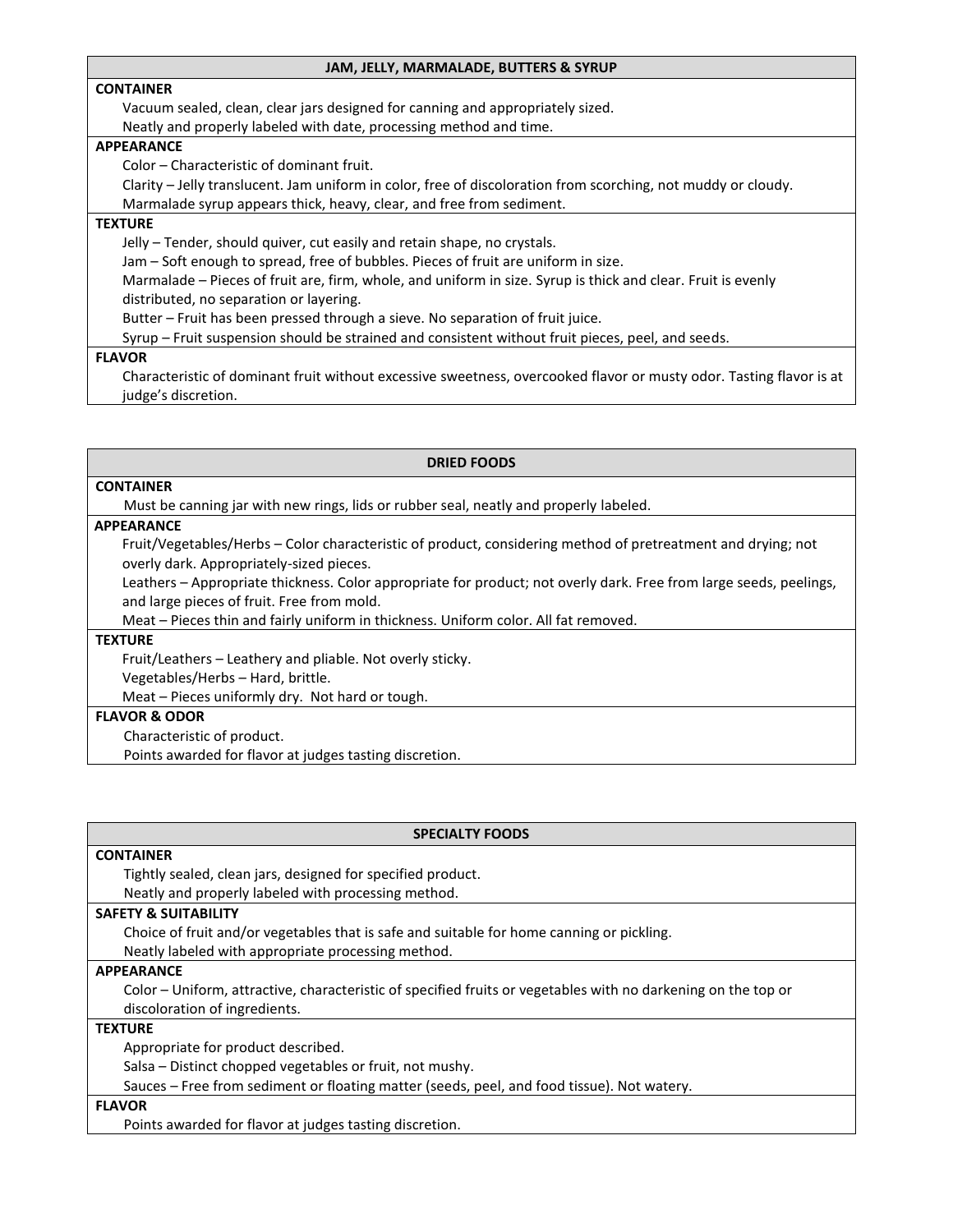| JAM, JELLY, MARMALADE, BUTTERS & SYRUP |
|---|
| **CONTAINER** |
| Vacuum sealed, clean, clear jars designed for canning and appropriately sized. |
| Neatly and properly labeled with date, processing method and time. |
| **APPEARANCE** |
| Color – Characteristic of dominant fruit. |
| Clarity – Jelly translucent. Jam uniform in color, free of discoloration from scorching, not muddy or cloudy. |
| Marmalade syrup appears thick, heavy, clear, and free from sediment. |
| **TEXTURE** |
| Jelly – Tender, should quiver, cut easily and retain shape, no crystals. |
| Jam – Soft enough to spread, free of bubbles. Pieces of fruit are uniform in size. |
| Marmalade – Pieces of fruit are, firm, whole, and uniform in size. Syrup is thick and clear. Fruit is evenly distributed, no separation or layering. |
| Butter – Fruit has been pressed through a sieve. No separation of fruit juice. |
| Syrup – Fruit suspension should be strained and consistent without fruit pieces, peel, and seeds. |
| **FLAVOR** |
| Characteristic of dominant fruit without excessive sweetness, overcooked flavor or musty odor. Tasting flavor is at judge's discretion. |

| DRIED FOODS |
|---|
| **CONTAINER** |
| Must be canning jar with new rings, lids or rubber seal, neatly and properly labeled. |
| **APPEARANCE** |
| Fruit/Vegetables/Herbs – Color characteristic of product, considering method of pretreatment and drying; not overly dark. Appropriately-sized pieces. |
| Leathers – Appropriate thickness. Color appropriate for product; not overly dark. Free from large seeds, peelings, and large pieces of fruit. Free from mold. |
| Meat – Pieces thin and fairly uniform in thickness. Uniform color. All fat removed. |
| **TEXTURE** |
| Fruit/Leathers – Leathery and pliable. Not overly sticky. |
| Vegetables/Herbs – Hard, brittle. |
| Meat – Pieces uniformly dry. Not hard or tough. |
| **FLAVOR & ODOR** |
| Characteristic of product. |
| Points awarded for flavor at judges tasting discretion. |

| SPECIALTY FOODS |
|---|
| **CONTAINER** |
| Tightly sealed, clean jars, designed for specified product. |
| Neatly and properly labeled with processing method. |
| **SAFETY & SUITABILITY** |
| Choice of fruit and/or vegetables that is safe and suitable for home canning or pickling. |
| Neatly labeled with appropriate processing method. |
| **APPEARANCE** |
| Color – Uniform, attractive, characteristic of specified fruits or vegetables with no darkening on the top or discoloration of ingredients. |
| **TEXTURE** |
| Appropriate for product described. |
| Salsa – Distinct chopped vegetables or fruit, not mushy. |
| Sauces – Free from sediment or floating matter (seeds, peel, and food tissue). Not watery. |
| **FLAVOR** |
| Points awarded for flavor at judges tasting discretion. |